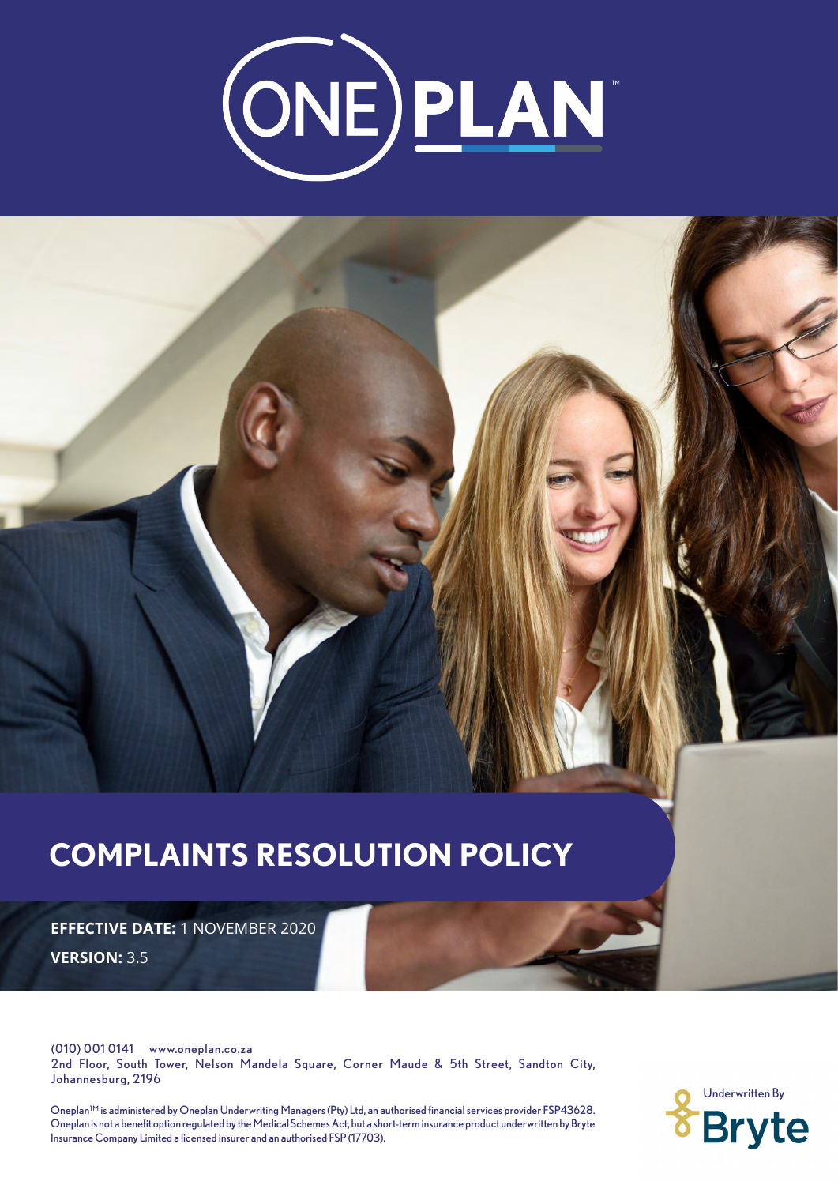# ONE PLAN™

# COMPLAINTS RESOLUTION POLICY

**EFFECTIVE DATE:** 1 NOVEMBER 2020

**VERSION:** 3.5

(010) 001 0141 www.oneplan.co.za
2nd Floor, South Tower, Nelson Mandela Square, Corner Maude & 5th Street, Sandton City, Johannesburg, 2196

Oneplan™ is administered by Oneplan Underwriting Managers (Pty) Ltd, an authorised financial services provider FSP43628. Oneplan is not a benefit option regulated by the Medical Schemes Act, but a short-term insurance product underwritten by Bryte Insurance Company Limited a licensed insurer and an authorised FSP (17703).

Underwritten By Bryte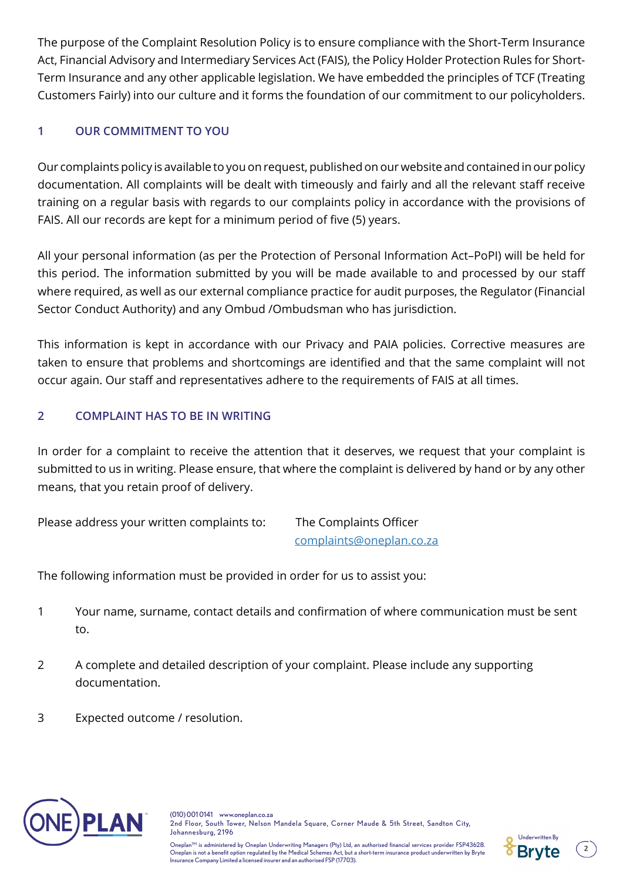The purpose of the Complaint Resolution Policy is to ensure compliance with the Short-Term Insurance Act, Financial Advisory and Intermediary Services Act (FAIS), the Policy Holder Protection Rules for Short-Term Insurance and any other applicable legislation. We have embedded the principles of TCF (Treating Customers Fairly) into our culture and it forms the foundation of our commitment to our policyholders.

## 1 OUR COMMITMENT TO YOU

Our complaints policy is available to you on request, published on our website and contained in our policy documentation. All complaints will be dealt with timeously and fairly and all the relevant staff receive training on a regular basis with regards to our complaints policy in accordance with the provisions of FAIS. All our records are kept for a minimum period of five (5) years.

All your personal information (as per the Protection of Personal Information Act–PoPI) will be held for this period. The information submitted by you will be made available to and processed by our staff where required, as well as our external compliance practice for audit purposes, the Regulator (Financial Sector Conduct Authority) and any Ombud /Ombudsman who has jurisdiction.

This information is kept in accordance with our Privacy and PAIA policies. Corrective measures are taken to ensure that problems and shortcomings are identified and that the same complaint will not occur again. Our staff and representatives adhere to the requirements of FAIS at all times.

## 2 COMPLAINT HAS TO BE IN WRITING

In order for a complaint to receive the attention that it deserves, we request that your complaint is submitted to us in writing. Please ensure, that where the complaint is delivered by hand or by any other means, that you retain proof of delivery.

Please address your written complaints to: The Complaints Officer
complaints@oneplan.co.za

The following information must be provided in order for us to assist you:

1. Your name, surname, contact details and confirmation of where communication must be sent to.

2. A complete and detailed description of your complaint. Please include any supporting documentation.

3. Expected outcome / resolution.

(010) 001 0141 www.oneplan.co.za
2nd Floor, South Tower, Nelson Mandela Square, Corner Maude & 5th Street, Sandton City, Johannesburg, 2196

Oneplan™ is administered by Oneplan Underwriting Managers (Pty) Ltd, an authorised financial services provider FSP43628. Oneplan is not a benefit option regulated by the Medical Schemes Act, but a short-term insurance product underwritten by Bryte Insurance Company Limited a licensed insurer and an authorised FSP (17703).

Underwritten By Bryte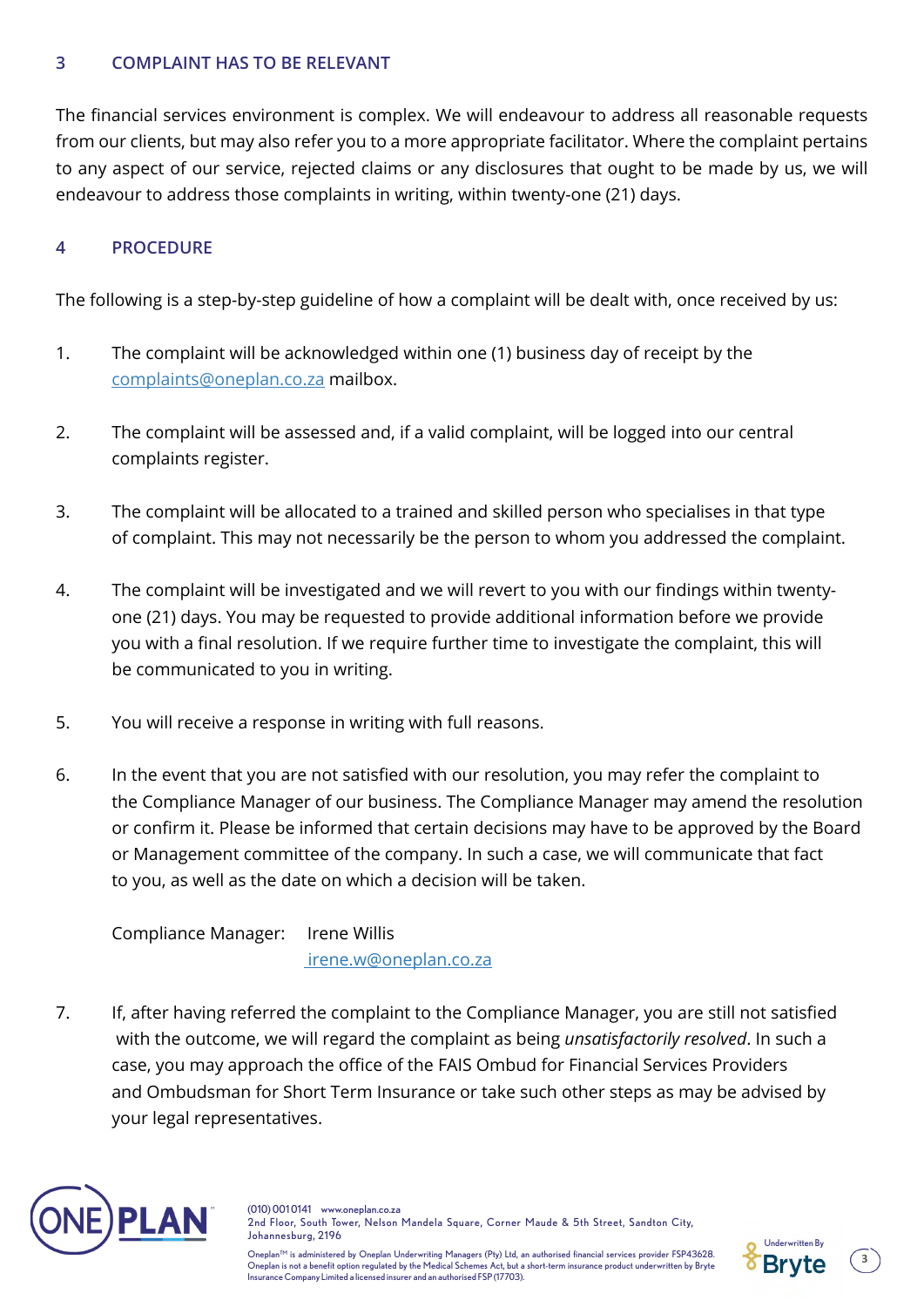## 3 COMPLAINT HAS TO BE RELEVANT

The financial services environment is complex. We will endeavour to address all reasonable requests from our clients, but may also refer you to a more appropriate facilitator. Where the complaint pertains to any aspect of our service, rejected claims or any disclosures that ought to be made by us, we will endeavour to address those complaints in writing, within twenty-one (21) days.

## 4 PROCEDURE

The following is a step-by-step guideline of how a complaint will be dealt with, once received by us:

1. The complaint will be acknowledged within one (1) business day of receipt by the complaints@oneplan.co.za mailbox.

2. The complaint will be assessed and, if a valid complaint, will be logged into our central complaints register.

3. The complaint will be allocated to a trained and skilled person who specialises in that type of complaint. This may not necessarily be the person to whom you addressed the complaint.

4. The complaint will be investigated and we will revert to you with our findings within twenty-one (21) days. You may be requested to provide additional information before we provide you with a final resolution. If we require further time to investigate the complaint, this will be communicated to you in writing.

5. You will receive a response in writing with full reasons.

6. In the event that you are not satisfied with our resolution, you may refer the complaint to the Compliance Manager of our business. The Compliance Manager may amend the resolution or confirm it. Please be informed that certain decisions may have to be approved by the Board or Management committee of the company. In such a case, we will communicate that fact to you, as well as the date on which a decision will be taken.

   Compliance Manager: Irene Willis
   irene.w@oneplan.co.za

7. If, after having referred the complaint to the Compliance Manager, you are still not satisfied with the outcome, we will regard the complaint as being *unsatisfactorily resolved*. In such a case, you may approach the office of the FAIS Ombud for Financial Services Providers and Ombudsman for Short Term Insurance or take such other steps as may be advised by your legal representatives.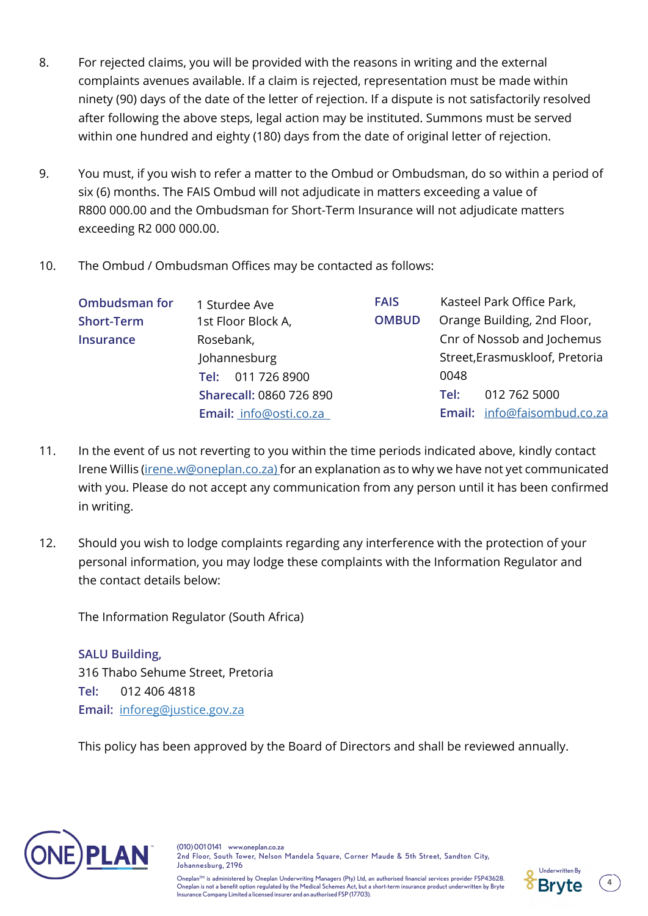8. For rejected claims, you will be provided with the reasons in writing and the external complaints avenues available. If a claim is rejected, representation must be made within ninety (90) days of the date of the letter of rejection. If a dispute is not satisfactorily resolved after following the above steps, legal action may be instituted. Summons must be served within one hundred and eighty (180) days from the date of original letter of rejection.

9. You must, if you wish to refer a matter to the Ombud or Ombudsman, do so within a period of six (6) months. The FAIS Ombud will not adjudicate in matters exceeding a value of R800 000.00 and the Ombudsman for Short-Term Insurance will not adjudicate matters exceeding R2 000 000.00.

10. The Ombud / Ombudsman Offices may be contacted as follows:

| | | | |
|---|---|---|---|
| **Ombudsman for Short-Term Insurance** | 1 Sturdee Ave<br>1st Floor Block A,<br>Rosebank,<br>Johannesburg<br>**Tel:** 011 726 8900<br>**Sharecall:** 0860 726 890<br>**Email:** info@osti.co.za | **FAIS OMBUD** | Kasteel Park Office Park,<br>Orange Building, 2nd Floor,<br>Cnr of Nossob and Jochemus Street,Erasmuskloof, Pretoria 0048<br>**Tel:** 012 762 5000<br>**Email:** info@faisombud.co.za |

11. In the event of us not reverting to you within the time periods indicated above, kindly contact Irene Willis (irene.w@oneplan.co.za) for an explanation as to why we have not yet communicated with you. Please do not accept any communication from any person until it has been confirmed in writing.

12. Should you wish to lodge complaints regarding any interference with the protection of your personal information, you may lodge these complaints with the Information Regulator and the contact details below:

    The Information Regulator (South Africa)

    **SALU Building,**
    316 Thabo Sehume Street, Pretoria
    **Tel:** 012 406 4818
    **Email:** inforeg@justice.gov.za

    This policy has been approved by the Board of Directors and shall be reviewed annually.

(010) 001 0141 www.oneplan.co.za
2nd Floor, South Tower, Nelson Mandela Square, Corner Maude & 5th Street, Sandton City, Johannesburg, 2196

Oneplan™ is administered by Oneplan Underwriting Managers (Pty) Ltd, an authorised financial services provider FSP43628. Oneplan is not a benefit option regulated by the Medical Schemes Act, but a short-term insurance product underwritten by Bryte Insurance Company Limited a licensed insurer and an authorised FSP (17703).

Underwritten By Bryte